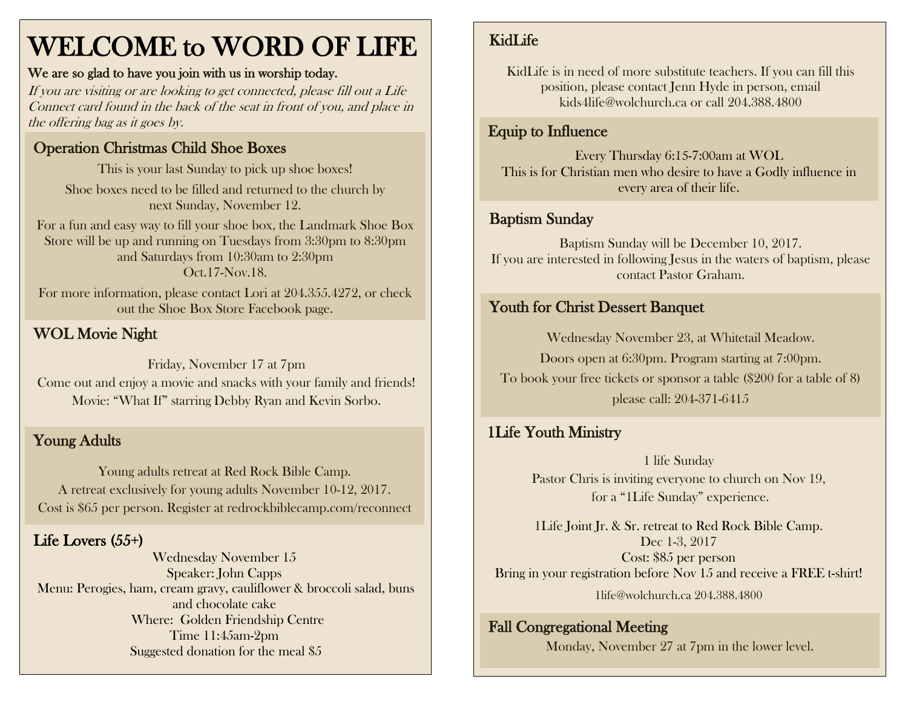# WELCOME to WORD OF LIFE

**We are so glad to have you join with us in worship today.**

*If you are visiting or are looking to get connected, please fill out a Life Connect card found in the back of the seat in front of you, and place in the offering bag as it goes by.*

## Operation Christmas Child Shoe Boxes

This is your last Sunday to pick up shoe boxes!

Shoe boxes need to be filled and returned to the church by next Sunday, November 12.

For a fun and easy way to fill your shoe box, the Landmark Shoe Box Store will be up and running on Tuesdays from 3:30pm to 8:30pm and Saturdays from 10:30am to 2:30pm Oct.17-Nov.18.

For more information, please contact Lori at 204.355.4272, or check out the Shoe Box Store Facebook page.

## WOL Movie Night

Friday, November 17 at 7pm

Come out and enjoy a movie and snacks with your family and friends!

Movie: "What If" starring Debby Ryan and Kevin Sorbo.

## Young Adults

Young adults retreat at Red Rock Bible Camp.

A retreat exclusively for young adults November 10-12, 2017.

Cost is $65 per person. Register at redrockbiblecamp.com/reconnect

## Life Lovers (55+)

Wednesday November 15

Speaker: John Capps

Menu: Perogies, ham, cream gravy, cauliflower & broccoli salad, buns and chocolate cake

Where: Golden Friendship Centre

Time 11:45am-2pm

Suggested donation for the meal $5

## KidLife

KidLife is in need of more substitute teachers. If you can fill this position, please contact Jenn Hyde in person, email kids4life@wolchurch.ca or call 204.388.4800

## Equip to Influence

Every Thursday 6:15-7:00am at WOL

This is for Christian men who desire to have a Godly influence in every area of their life.

## Baptism Sunday

Baptism Sunday will be December 10, 2017.

If you are interested in following Jesus in the waters of baptism, please contact Pastor Graham.

## Youth for Christ Dessert Banquet

Wednesday November 23, at Whitetail Meadow.

Doors open at 6:30pm. Program starting at 7:00pm.

To book your free tickets or sponsor a table ($200 for a table of 8) please call: 204-371-6415

## 1Life Youth Ministry

1 life Sunday

Pastor Chris is inviting everyone to church on Nov 19, for a "1Life Sunday" experience.

1Life Joint Jr. & Sr. retreat to Red Rock Bible Camp.

Dec 1-3, 2017

Cost: $85 per person

Bring in your registration before Nov 15 and receive a FREE t-shirt!

1life@wolchurch.ca 204.388.4800

## Fall Congregational Meeting

Monday, November 27 at 7pm in the lower level.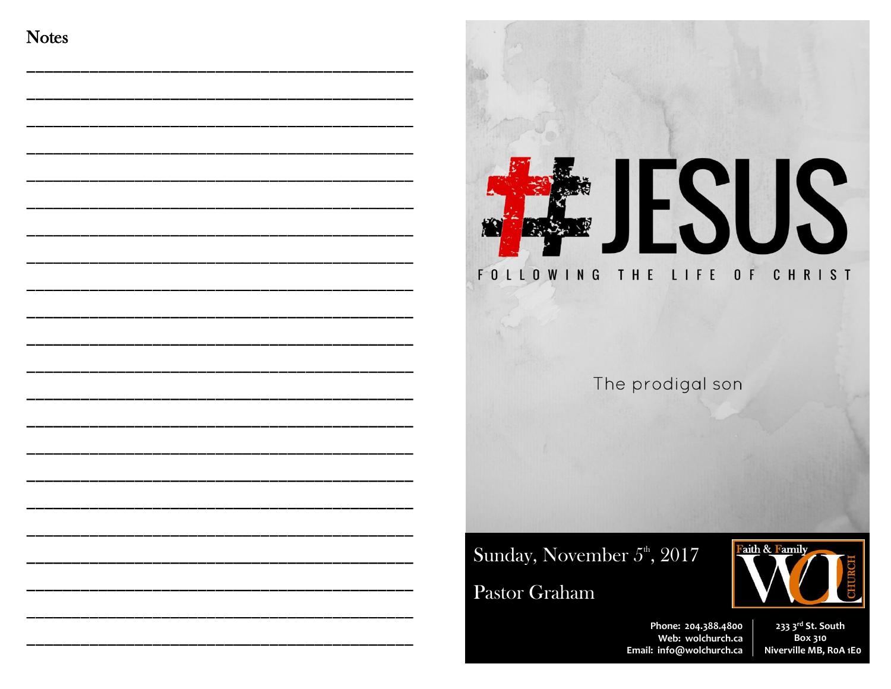## Notes

\_\_\_\_\_\_\_\_\_\_\_\_\_\_\_\_\_\_\_\_\_\_\_\_\_\_\_\_\_\_\_\_\_\_\_\_\_\_\_\_\_\_\_\_\_\_\_\_\_\_\_\_\_\_\_\_\_\_\_\_

\_\_\_\_\_\_\_\_\_\_\_\_\_\_\_\_\_\_\_\_\_\_\_\_\_\_\_\_\_\_\_\_\_\_\_\_\_\_\_\_\_\_\_\_\_\_\_\_\_\_\_\_\_\_\_\_\_\_\_\_

\_\_\_\_\_\_\_\_\_\_\_\_\_\_\_\_\_\_\_\_\_\_\_\_\_\_\_\_\_\_\_\_\_\_\_\_\_\_\_\_\_\_\_\_\_\_\_\_\_\_\_\_\_\_\_\_\_\_\_\_

# #JESUS

FOLLOWING THE LIFE OF CHRIST

The prodigal son

Sunday, November 5th, 2017

Pastor Graham

Faith & Family WOL CHURCH

Phone: 204.388.4800
Web: wolchurch.ca
Email: info@wolchurch.ca

233 3rd St. South
Box 310
Niverville MB, R0A 1E0